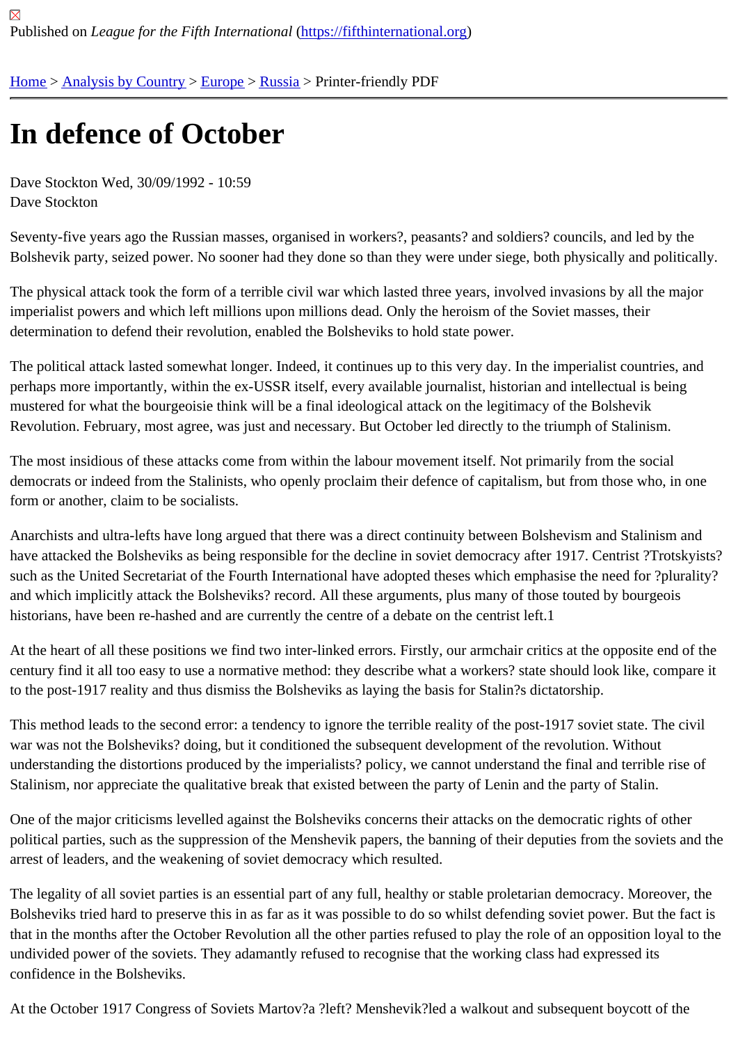Published on *League for the Fifth International* (https://fifthinternational.org)

Home > Analysis by Country > Europe > Russia > Printer-friendly PDF

# In defence of October

Dave Stockton Wed, 30/09/1992 - 10:59
Dave Stockton

Seventy-five years ago the Russian masses, organised in workers?, peasants? and soldiers? councils, and led by the Bolshevik party, seized power. No sooner had they done so than they were under siege, both physically and politically.

The physical attack took the form of a terrible civil war which lasted three years, involved invasions by all the major imperialist powers and which left millions upon millions dead. Only the heroism of the Soviet masses, their determination to defend their revolution, enabled the Bolsheviks to hold state power.

The political attack lasted somewhat longer. Indeed, it continues up to this very day. In the imperialist countries, and perhaps more importantly, within the ex-USSR itself, every available journalist, historian and intellectual is being mustered for what the bourgeoisie think will be a final ideological attack on the legitimacy of the Bolshevik Revolution. February, most agree, was just and necessary. But October led directly to the triumph of Stalinism.

The most insidious of these attacks come from within the labour movement itself. Not primarily from the social democrats or indeed from the Stalinists, who openly proclaim their defence of capitalism, but from those who, in one form or another, claim to be socialists.

Anarchists and ultra-lefts have long argued that there was a direct continuity between Bolshevism and Stalinism and have attacked the Bolsheviks as being responsible for the decline in soviet democracy after 1917. Centrist ?Trotskyists? such as the United Secretariat of the Fourth International have adopted theses which emphasise the need for ?plurality? and which implicitly attack the Bolsheviks? record. All these arguments, plus many of those touted by bourgeois historians, have been re-hashed and are currently the centre of a debate on the centrist left.1

At the heart of all these positions we find two inter-linked errors. Firstly, our armchair critics at the opposite end of the century find it all too easy to use a normative method: they describe what a workers? state should look like, compare it to the post-1917 reality and thus dismiss the Bolsheviks as laying the basis for Stalin?s dictatorship.

This method leads to the second error: a tendency to ignore the terrible reality of the post-1917 soviet state. The civil war was not the Bolsheviks? doing, but it conditioned the subsequent development of the revolution. Without understanding the distortions produced by the imperialists? policy, we cannot understand the final and terrible rise of Stalinism, nor appreciate the qualitative break that existed between the party of Lenin and the party of Stalin.

One of the major criticisms levelled against the Bolsheviks concerns their attacks on the democratic rights of other political parties, such as the suppression of the Menshevik papers, the banning of their deputies from the soviets and the arrest of leaders, and the weakening of soviet democracy which resulted.

The legality of all soviet parties is an essential part of any full, healthy or stable proletarian democracy. Moreover, the Bolsheviks tried hard to preserve this in as far as it was possible to do so whilst defending soviet power. But the fact is that in the months after the October Revolution all the other parties refused to play the role of an opposition loyal to the undivided power of the soviets. They adamantly refused to recognise that the working class had expressed its confidence in the Bolsheviks.

At the October 1917 Congress of Soviets Martov?a ?left? Menshevik?led a walkout and subsequent boycott of the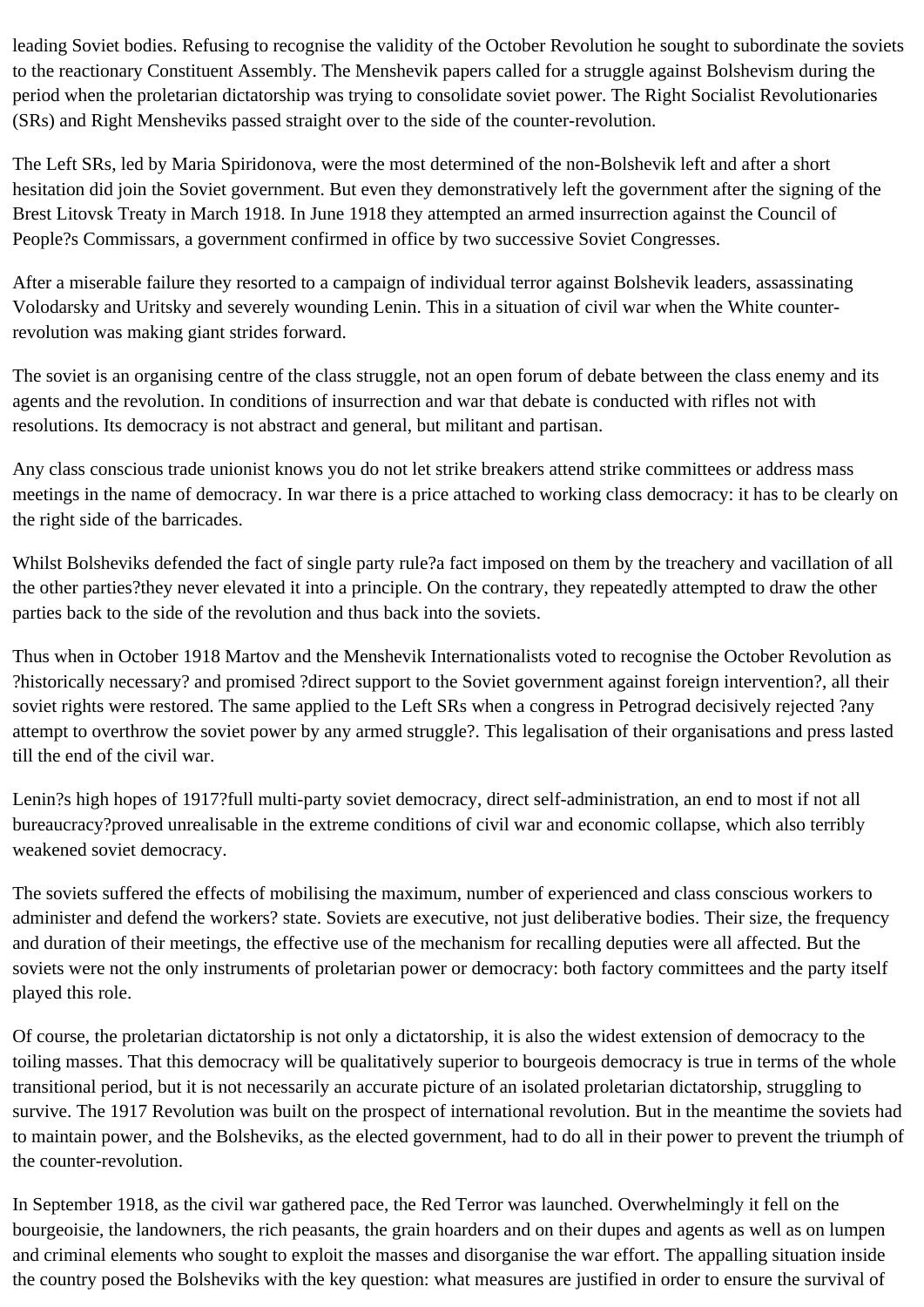leading Soviet bodies. Refusing to recognise the validity of the October Revolution he sought to subordinate the soviets to the reactionary Constituent Assembly. The Menshevik papers called for a struggle against Bolshevism during the period when the proletarian dictatorship was trying to consolidate soviet power. The Right Socialist Revolutionaries (SRs) and Right Mensheviks passed straight over to the side of the counter-revolution.

The Left SRs, led by Maria Spiridonova, were the most determined of the non-Bolshevik left and after a short hesitation did join the Soviet government. But even they demonstratively left the government after the signing of the Brest Litovsk Treaty in March 1918. In June 1918 they attempted an armed insurrection against the Council of People?s Commissars, a government confirmed in office by two successive Soviet Congresses.

After a miserable failure they resorted to a campaign of individual terror against Bolshevik leaders, assassinating Volodarsky and Uritsky and severely wounding Lenin. This in a situation of civil war when the White counter-revolution was making giant strides forward.

The soviet is an organising centre of the class struggle, not an open forum of debate between the class enemy and its agents and the revolution. In conditions of insurrection and war that debate is conducted with rifles not with resolutions. Its democracy is not abstract and general, but militant and partisan.

Any class conscious trade unionist knows you do not let strike breakers attend strike committees or address mass meetings in the name of democracy. In war there is a price attached to working class democracy: it has to be clearly on the right side of the barricades.

Whilst Bolsheviks defended the fact of single party rule?a fact imposed on them by the treachery and vacillation of all the other parties?they never elevated it into a principle. On the contrary, they repeatedly attempted to draw the other parties back to the side of the revolution and thus back into the soviets.

Thus when in October 1918 Martov and the Menshevik Internationalists voted to recognise the October Revolution as ?historically necessary? and promised ?direct support to the Soviet government against foreign intervention?, all their soviet rights were restored. The same applied to the Left SRs when a congress in Petrograd decisively rejected ?any attempt to overthrow the soviet power by any armed struggle?. This legalisation of their organisations and press lasted till the end of the civil war.

Lenin?s high hopes of 1917?full multi-party soviet democracy, direct self-administration, an end to most if not all bureaucracy?proved unrealisable in the extreme conditions of civil war and economic collapse, which also terribly weakened soviet democracy.

The soviets suffered the effects of mobilising the maximum, number of experienced and class conscious workers to administer and defend the workers? state. Soviets are executive, not just deliberative bodies. Their size, the frequency and duration of their meetings, the effective use of the mechanism for recalling deputies were all affected. But the soviets were not the only instruments of proletarian power or democracy: both factory committees and the party itself played this role.

Of course, the proletarian dictatorship is not only a dictatorship, it is also the widest extension of democracy to the toiling masses. That this democracy will be qualitatively superior to bourgeois democracy is true in terms of the whole transitional period, but it is not necessarily an accurate picture of an isolated proletarian dictatorship, struggling to survive. The 1917 Revolution was built on the prospect of international revolution. But in the meantime the soviets had to maintain power, and the Bolsheviks, as the elected government, had to do all in their power to prevent the triumph of the counter-revolution.

In September 1918, as the civil war gathered pace, the Red Terror was launched. Overwhelmingly it fell on the bourgeoisie, the landowners, the rich peasants, the grain hoarders and on their dupes and agents as well as on lumpen and criminal elements who sought to exploit the masses and disorganise the war effort. The appalling situation inside the country posed the Bolsheviks with the key question: what measures are justified in order to ensure the survival of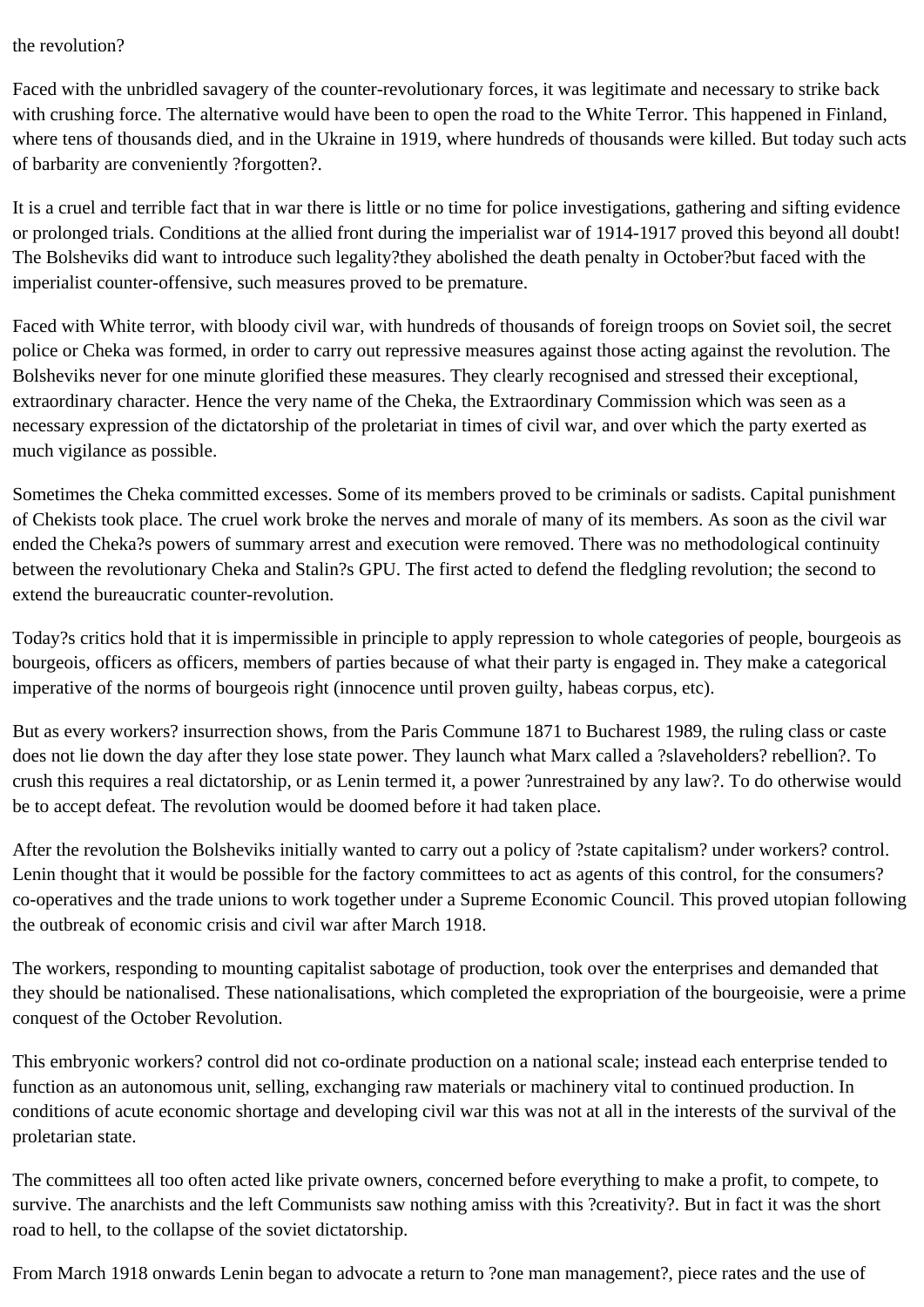the revolution?

Faced with the unbridled savagery of the counter-revolutionary forces, it was legitimate and necessary to strike back with crushing force. The alternative would have been to open the road to the White Terror. This happened in Finland, where tens of thousands died, and in the Ukraine in 1919, where hundreds of thousands were killed. But today such acts of barbarity are conveniently ?forgotten?.

It is a cruel and terrible fact that in war there is little or no time for police investigations, gathering and sifting evidence or prolonged trials. Conditions at the allied front during the imperialist war of 1914-1917 proved this beyond all doubt! The Bolsheviks did want to introduce such legality?they abolished the death penalty in October?but faced with the imperialist counter-offensive, such measures proved to be premature.

Faced with White terror, with bloody civil war, with hundreds of thousands of foreign troops on Soviet soil, the secret police or Cheka was formed, in order to carry out repressive measures against those acting against the revolution. The Bolsheviks never for one minute glorified these measures. They clearly recognised and stressed their exceptional, extraordinary character. Hence the very name of the Cheka, the Extraordinary Commission which was seen as a necessary expression of the dictatorship of the proletariat in times of civil war, and over which the party exerted as much vigilance as possible.

Sometimes the Cheka committed excesses. Some of its members proved to be criminals or sadists. Capital punishment of Chekists took place. The cruel work broke the nerves and morale of many of its members. As soon as the civil war ended the Cheka?s powers of summary arrest and execution were removed. There was no methodological continuity between the revolutionary Cheka and Stalin?s GPU. The first acted to defend the fledgling revolution; the second to extend the bureaucratic counter-revolution.

Today?s critics hold that it is impermissible in principle to apply repression to whole categories of people, bourgeois as bourgeois, officers as officers, members of parties because of what their party is engaged in. They make a categorical imperative of the norms of bourgeois right (innocence until proven guilty, habeas corpus, etc).

But as every workers? insurrection shows, from the Paris Commune 1871 to Bucharest 1989, the ruling class or caste does not lie down the day after they lose state power. They launch what Marx called a ?slaveholders? rebellion?. To crush this requires a real dictatorship, or as Lenin termed it, a power ?unrestrained by any law?. To do otherwise would be to accept defeat. The revolution would be doomed before it had taken place.

After the revolution the Bolsheviks initially wanted to carry out a policy of ?state capitalism? under workers? control. Lenin thought that it would be possible for the factory committees to act as agents of this control, for the consumers? co-operatives and the trade unions to work together under a Supreme Economic Council. This proved utopian following the outbreak of economic crisis and civil war after March 1918.

The workers, responding to mounting capitalist sabotage of production, took over the enterprises and demanded that they should be nationalised. These nationalisations, which completed the expropriation of the bourgeoisie, were a prime conquest of the October Revolution.

This embryonic workers? control did not co-ordinate production on a national scale; instead each enterprise tended to function as an autonomous unit, selling, exchanging raw materials or machinery vital to continued production. In conditions of acute economic shortage and developing civil war this was not at all in the interests of the survival of the proletarian state.

The committees all too often acted like private owners, concerned before everything to make a profit, to compete, to survive. The anarchists and the left Communists saw nothing amiss with this ?creativity?. But in fact it was the short road to hell, to the collapse of the soviet dictatorship.

From March 1918 onwards Lenin began to advocate a return to ?one man management?, piece rates and the use of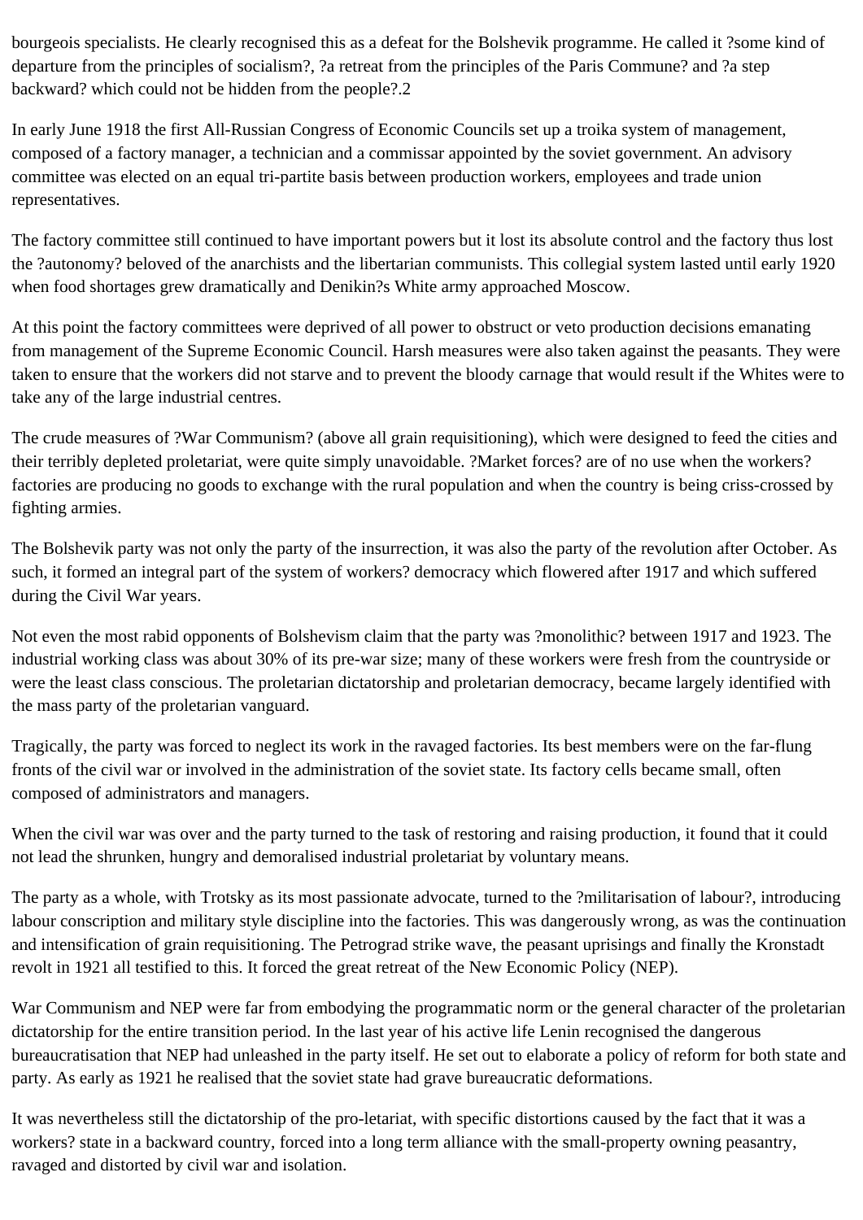bourgeois specialists. He clearly recognised this as a defeat for the Bolshevik programme. He called it ?some kind of departure from the principles of socialism?, ?a retreat from the principles of the Paris Commune? and ?a step backward? which could not be hidden from the people?.2

In early June 1918 the first All-Russian Congress of Economic Councils set up a troika system of management, composed of a factory manager, a technician and a commissar appointed by the soviet government. An advisory committee was elected on an equal tri-partite basis between production workers, employees and trade union representatives.

The factory committee still continued to have important powers but it lost its absolute control and the factory thus lost the ?autonomy? beloved of the anarchists and the libertarian communists. This collegial system lasted until early 1920 when food shortages grew dramatically and Denikin?s White army approached Moscow.

At this point the factory committees were deprived of all power to obstruct or veto production decisions emanating from management of the Supreme Economic Council. Harsh measures were also taken against the peasants. They were taken to ensure that the workers did not starve and to prevent the bloody carnage that would result if the Whites were to take any of the large industrial centres.

The crude measures of ?War Communism? (above all grain requisitioning), which were designed to feed the cities and their terribly depleted proletariat, were quite simply unavoidable. ?Market forces? are of no use when the workers? factories are producing no goods to exchange with the rural population and when the country is being criss-crossed by fighting armies.

The Bolshevik party was not only the party of the insurrection, it was also the party of the revolution after October. As such, it formed an integral part of the system of workers? democracy which flowered after 1917 and which suffered during the Civil War years.

Not even the most rabid opponents of Bolshevism claim that the party was ?monolithic? between 1917 and 1923. The industrial working class was about 30% of its pre-war size; many of these workers were fresh from the countryside or were the least class conscious. The proletarian dictatorship and proletarian democracy, became largely identified with the mass party of the proletarian vanguard.

Tragically, the party was forced to neglect its work in the ravaged factories. Its best members were on the far-flung fronts of the civil war or involved in the administration of the soviet state. Its factory cells became small, often composed of administrators and managers.

When the civil war was over and the party turned to the task of restoring and raising production, it found that it could not lead the shrunken, hungry and demoralised industrial proletariat by voluntary means.

The party as a whole, with Trotsky as its most passionate advocate, turned to the ?militarisation of labour?, introducing labour conscription and military style discipline into the factories. This was dangerously wrong, as was the continuation and intensification of grain requisitioning. The Petrograd strike wave, the peasant uprisings and finally the Kronstadt revolt in 1921 all testified to this. It forced the great retreat of the New Economic Policy (NEP).

War Communism and NEP were far from embodying the programmatic norm or the general character of the proletarian dictatorship for the entire transition period. In the last year of his active life Lenin recognised the dangerous bureaucratisation that NEP had unleashed in the party itself. He set out to elaborate a policy of reform for both state and party. As early as 1921 he realised that the soviet state had grave bureaucratic deformations.

It was nevertheless still the dictatorship of the pro-letariat, with specific distortions caused by the fact that it was a workers? state in a backward country, forced into a long term alliance with the small-property owning peasantry, ravaged and distorted by civil war and isolation.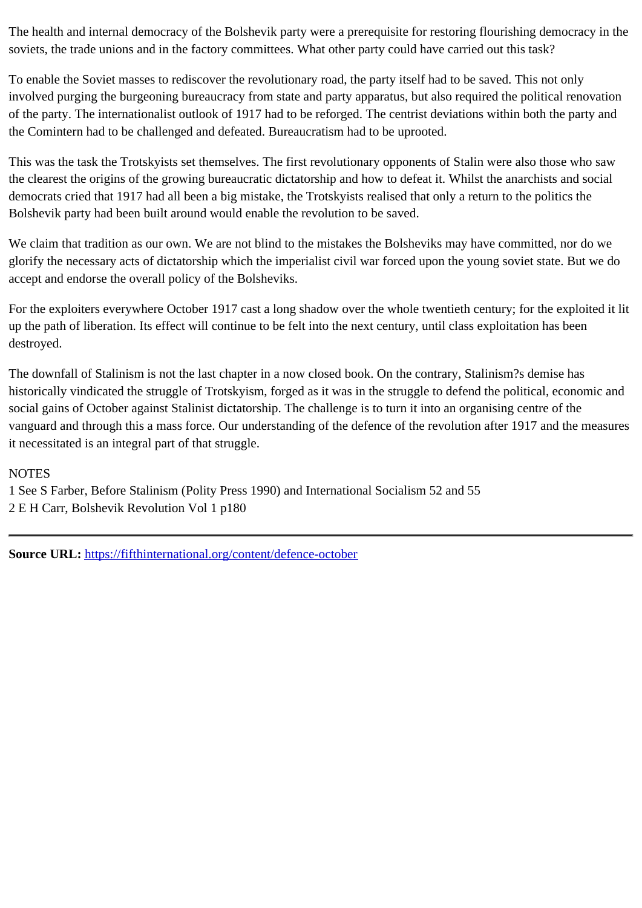The health and internal democracy of the Bolshevik party were a prerequisite for restoring flourishing democracy in the soviets, the trade unions and in the factory committees. What other party could have carried out this task?

To enable the Soviet masses to rediscover the revolutionary road, the party itself had to be saved. This not only involved purging the burgeoning bureaucracy from state and party apparatus, but also required the political renovation of the party. The internationalist outlook of 1917 had to be reforged. The centrist deviations within both the party and the Comintern had to be challenged and defeated. Bureaucratism had to be uprooted.

This was the task the Trotskyists set themselves. The first revolutionary opponents of Stalin were also those who saw the clearest the origins of the growing bureaucratic dictatorship and how to defeat it. Whilst the anarchists and social democrats cried that 1917 had all been a big mistake, the Trotskyists realised that only a return to the politics the Bolshevik party had been built around would enable the revolution to be saved.

We claim that tradition as our own. We are not blind to the mistakes the Bolsheviks may have committed, nor do we glorify the necessary acts of dictatorship which the imperialist civil war forced upon the young soviet state. But we do accept and endorse the overall policy of the Bolsheviks.

For the exploiters everywhere October 1917 cast a long shadow over the whole twentieth century; for the exploited it lit up the path of liberation. Its effect will continue to be felt into the next century, until class exploitation has been destroyed.

The downfall of Stalinism is not the last chapter in a now closed book. On the contrary, Stalinism?s demise has historically vindicated the struggle of Trotskyism, forged as it was in the struggle to defend the political, economic and social gains of October against Stalinist dictatorship. The challenge is to turn it into an organising centre of the vanguard and through this a mass force. Our understanding of the defence of the revolution after 1917 and the measures it necessitated is an integral part of that struggle.

NOTES
1 See S Farber, Before Stalinism (Polity Press 1990) and International Socialism 52 and 55
2 E H Carr, Bolshevik Revolution Vol 1 p180

---

**Source URL:** https://fifthinternational.org/content/defence-october